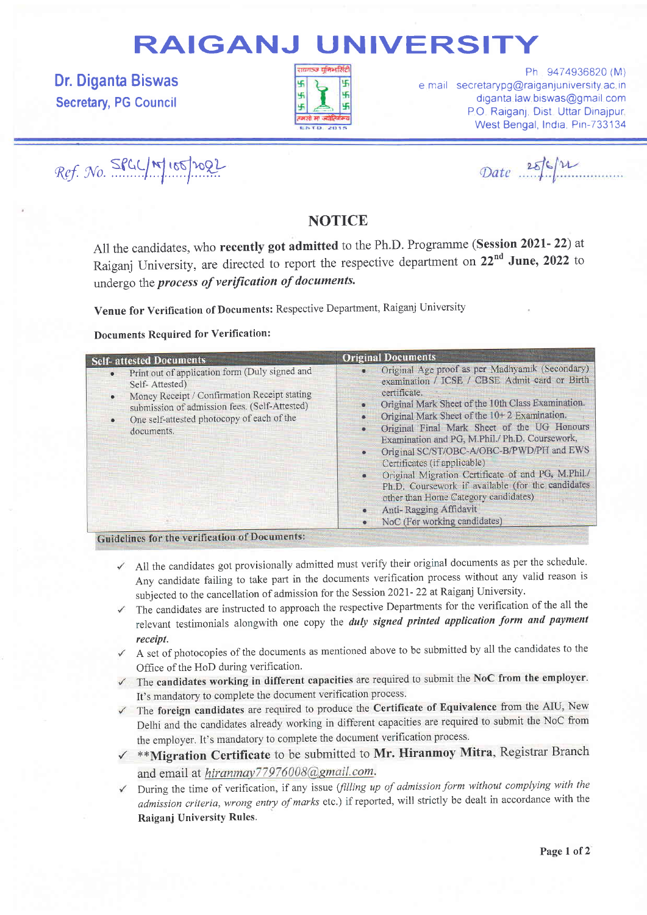# RAIGANJ UNIVERSITY

**Dr. Diganta Biswas**
**Secretary, PG Council**

Ph. 9474936820 (M)
e mail: secretarypg@raiganjuniversity.ac.in
diganta.law.biswas@gmail.com
P.O. Raiganj, Dist. Uttar Dinajpur,
West Bengal, India, Pin-733134

Ref. No. SPGC/N/155/2022

Date 25/6/22

## NOTICE

All the candidates, who **recently got admitted** to the Ph.D. Programme (**Session 2021- 22**) at Raiganj University, are directed to report the respective department on **22nd June, 2022** to undergo the ***process of verification of documents.***

**Venue for Verification of Documents:** Respective Department, Raiganj University

**Documents Required for Verification:**

| Self- attested Documents | Original Documents |
|---|---|
| • Print out of application form (Duly signed and Self- Attested)<br>• Money Receipt / Confirmation Receipt stating submission of admission fees. (Self-Attested)<br>• One self-attested photocopy of each of the documents. | • Original Age proof as per Madhyamik (Secondary) examination / ICSE / CBSE Admit card or Birth certificate.<br>• Original Mark Sheet of the 10th Class Examination.<br>• Original Mark Sheet of the 10+ 2 Examination.<br>• Original Final Mark Sheet of the UG Honours Examination and PG, M.Phil./ Ph.D. Coursework,<br>• Original SC/ST/OBC-A/OBC-B/PWD/PH and EWS Certificates (if applicable)<br>• Original Migration Certificate of and PG, M.Phil./ Ph.D. Coursework if available (for the candidates other than Home Category candidates)<br>• Anti- Ragging Affidavit<br>• NoC (For working candidates) |

**Guidelines for the verification of Documents:**

- ✓ All the candidates got provisionally admitted must verify their original documents as per the schedule. Any candidate failing to take part in the documents verification process without any valid reason is subjected to the cancellation of admission for the Session 2021- 22 at Raiganj University.
- ✓ The candidates are instructed to approach the respective Departments for the verification of the all the relevant testimonials alongwith one copy the ***duly signed printed application form and payment receipt.***
- ✓ A set of photocopies of the documents as mentioned above to be submitted by all the candidates to the Office of the HoD during verification.
- ✓ The **candidates working in different capacities** are required to submit the **NoC from the employer**. It's mandatory to complete the document verification process.
- ✓ The **foreign candidates** are required to produce the **Certificate of Equivalence** from the AIU, New Delhi and the candidates already working in different capacities are required to submit the NoC from the employer. It's mandatory to complete the document verification process.
- ✓ ****Migration Certificate** to be submitted to **Mr. Hiranmoy Mitra**, Registrar Branch and email at *hiranmay77976008@gmail.com*.
- ✓ During the time of verification, if any issue (*filling up of admission form without complying with the admission criteria, wrong entry of marks* etc.) if reported, will strictly be dealt in accordance with the **Raiganj University Rules**.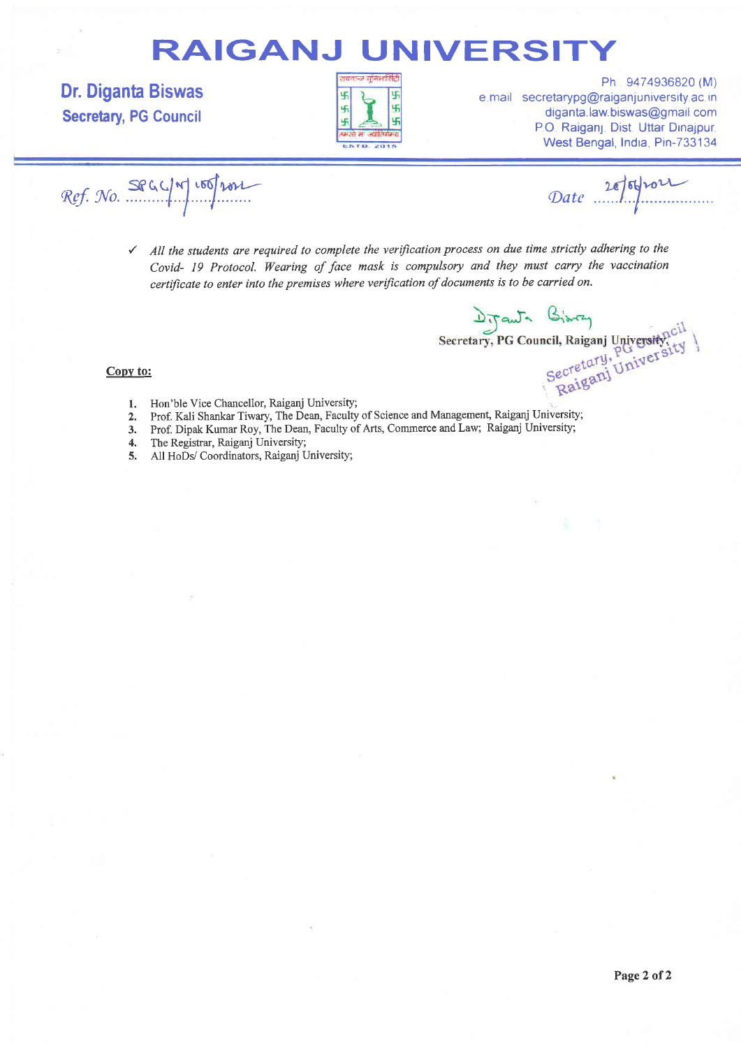# RAIGANJ UNIVERSITY

**Dr. Diganta Biswas**
**Secretary, PG Council**

Ph. 9474936820 (M)
e.mail secretarypg@raiganjuniversity.ac.in
diganta.law.biswas@gmail.com
P.O. Raiganj, Dist. Uttar Dinajpur,
West Bengal, India, Pin-733134

Ref. No. SPGC/N/150/2022

Date 26/06/2022

- ✓ *All the students are required to complete the verification process on due time strictly adhering to the Covid- 19 Protocol. Wearing of face mask is compulsory and they must carry the vaccination certificate to enter into the premises where verification of documents is to be carried on.*

**Secretary, PG Council, Raiganj University**

**Copy to:**

1. Hon'ble Vice Chancellor, Raiganj University;
2. Prof. Kali Shankar Tiwary, The Dean, Faculty of Science and Management, Raiganj University;
3. Prof. Dipak Kumar Roy, The Dean, Faculty of Arts, Commerce and Law; Raiganj University;
4. The Registrar, Raiganj University;
5. All HoDs/ Coordinators, Raiganj University;